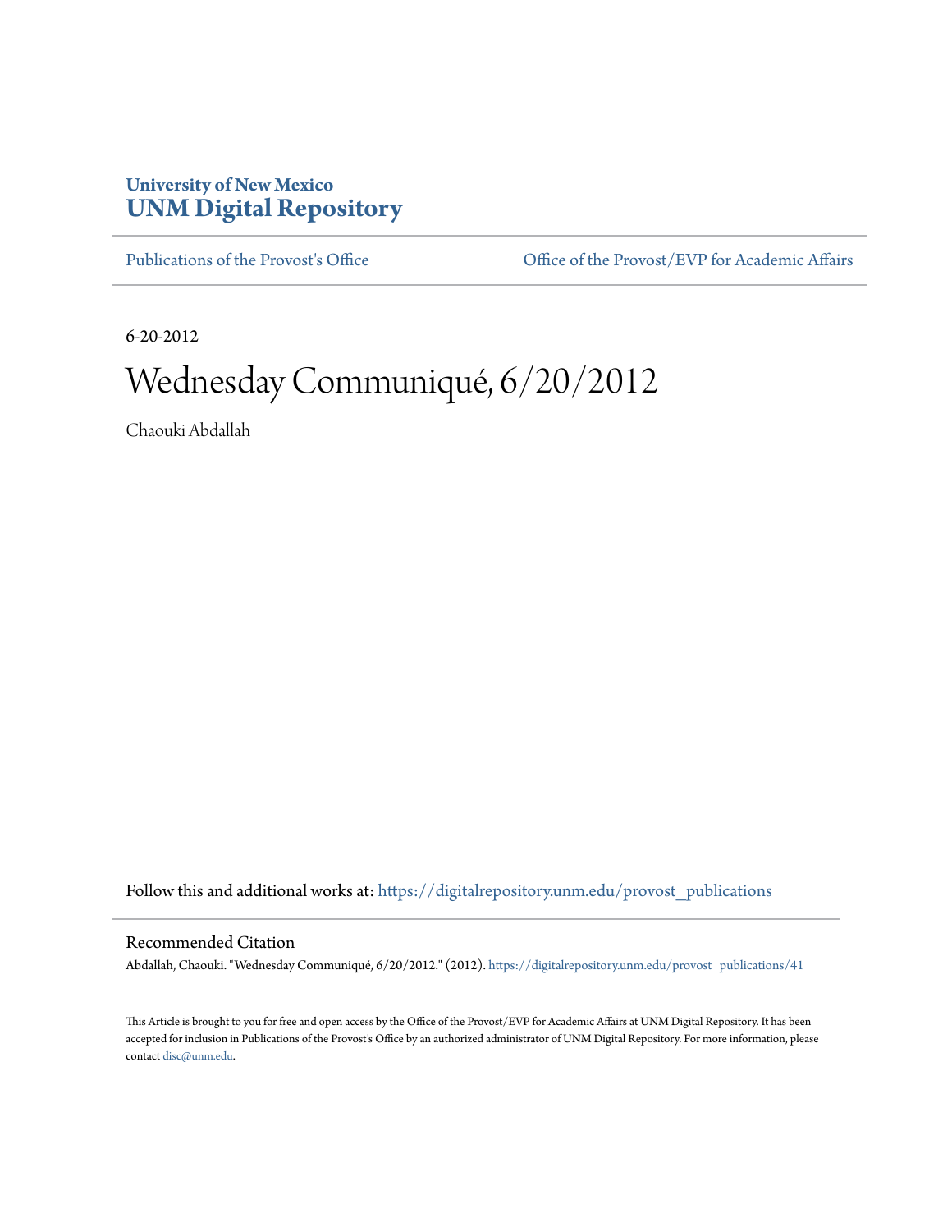University of New Mexico
**UNM Digital Repository**

Publications of the Provost's Office | Office of the Provost/EVP for Academic Affairs

6-20-2012

# Wednesday Communiqué, 6/20/2012

Chaouki Abdallah

Follow this and additional works at: https://digitalrepository.unm.edu/provost_publications

## Recommended Citation

Abdallah, Chaouki. "Wednesday Communiqué, 6/20/2012." (2012). https://digitalrepository.unm.edu/provost_publications/41

This Article is brought to you for free and open access by the Office of the Provost/EVP for Academic Affairs at UNM Digital Repository. It has been accepted for inclusion in Publications of the Provost's Office by an authorized administrator of UNM Digital Repository. For more information, please contact disc@unm.edu.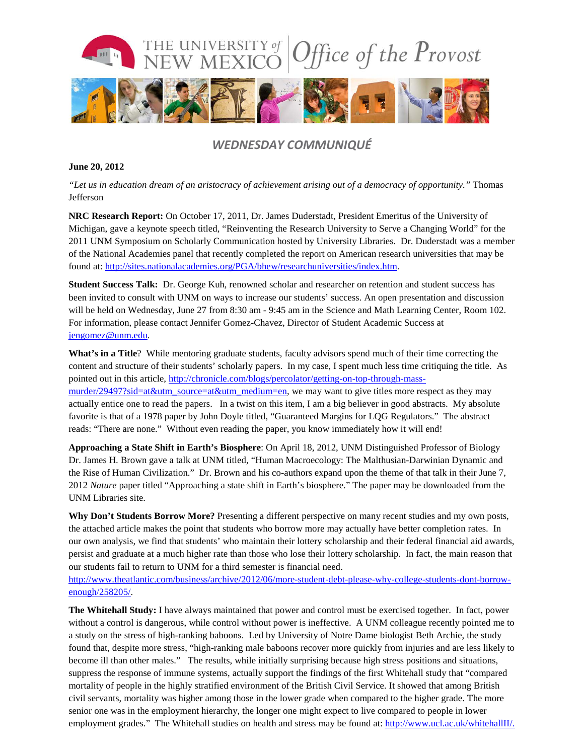# WEDNESDAY COMMUNIQUÉ

**June 20, 2012**

*"Let us in education dream of an aristocracy of achievement arising out of a democracy of opportunity."* Thomas Jefferson

**NRC Research Report:** On October 17, 2011, Dr. James Duderstadt, President Emeritus of the University of Michigan, gave a keynote speech titled, "Reinventing the Research University to Serve a Changing World" for the 2011 UNM Symposium on Scholarly Communication hosted by University Libraries. Dr. Duderstadt was a member of the National Academies panel that recently completed the report on American research universities that may be found at: http://sites.nationalacademies.org/PGA/bhew/researchuniversities/index.htm.

**Student Success Talk:** Dr. George Kuh, renowned scholar and researcher on retention and student success has been invited to consult with UNM on ways to increase our students' success. An open presentation and discussion will be held on Wednesday, June 27 from 8:30 am - 9:45 am in the Science and Math Learning Center, Room 102. For information, please contact Jennifer Gomez-Chavez, Director of Student Academic Success at jengomez@unm.edu.

**What's in a Title**? While mentoring graduate students, faculty advisors spend much of their time correcting the content and structure of their students' scholarly papers. In my case, I spent much less time critiquing the title. As pointed out in this article, http://chronicle.com/blogs/percolator/getting-on-top-through-mass-murder/29497?sid=at&utm_source=at&utm_medium=en, we may want to give titles more respect as they may actually entice one to read the papers. In a twist on this item, I am a big believer in good abstracts. My absolute favorite is that of a 1978 paper by John Doyle titled, "Guaranteed Margins for LQG Regulators." The abstract reads: "There are none." Without even reading the paper, you know immediately how it will end!

**Approaching a State Shift in Earth's Biosphere**: On April 18, 2012, UNM Distinguished Professor of Biology Dr. James H. Brown gave a talk at UNM titled, "Human Macroecology: The Malthusian-Darwinian Dynamic and the Rise of Human Civilization." Dr. Brown and his co-authors expand upon the theme of that talk in their June 7, 2012 *Nature* paper titled "Approaching a state shift in Earth's biosphere." The paper may be downloaded from the UNM Libraries site.

**Why Don't Students Borrow More?** Presenting a different perspective on many recent studies and my own posts, the attached article makes the point that students who borrow more may actually have better completion rates. In our own analysis, we find that students' who maintain their lottery scholarship and their federal financial aid awards, persist and graduate at a much higher rate than those who lose their lottery scholarship. In fact, the main reason that our students fail to return to UNM for a third semester is financial need. http://www.theatlantic.com/business/archive/2012/06/more-student-debt-please-why-college-students-dont-borrow-enough/258205/.

**The Whitehall Study:** I have always maintained that power and control must be exercised together. In fact, power without a control is dangerous, while control without power is ineffective. A UNM colleague recently pointed me to a study on the stress of high-ranking baboons. Led by University of Notre Dame biologist Beth Archie, the study found that, despite more stress, "high-ranking male baboons recover more quickly from injuries and are less likely to become ill than other males." The results, while initially surprising because high stress positions and situations, suppress the response of immune systems, actually support the findings of the first Whitehall study that "compared mortality of people in the highly stratified environment of the British Civil Service. It showed that among British civil servants, mortality was higher among those in the lower grade when compared to the higher grade. The more senior one was in the employment hierarchy, the longer one might expect to live compared to people in lower employment grades." The Whitehall studies on health and stress may be found at: http://www.ucl.ac.uk/whitehallII/.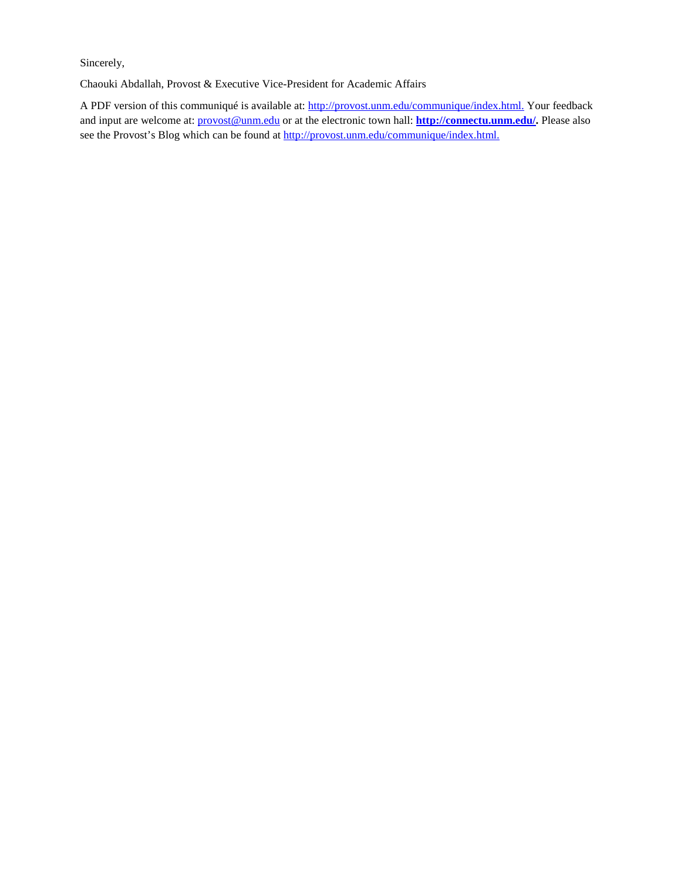Sincerely,

Chaouki Abdallah, Provost & Executive Vice-President for Academic Affairs

A PDF version of this communiqué is available at: http://provost.unm.edu/communique/index.html. Your feedback and input are welcome at: provost@unm.edu or at the electronic town hall: **http://connectu.unm.edu/.** Please also see the Provost's Blog which can be found at http://provost.unm.edu/communique/index.html.